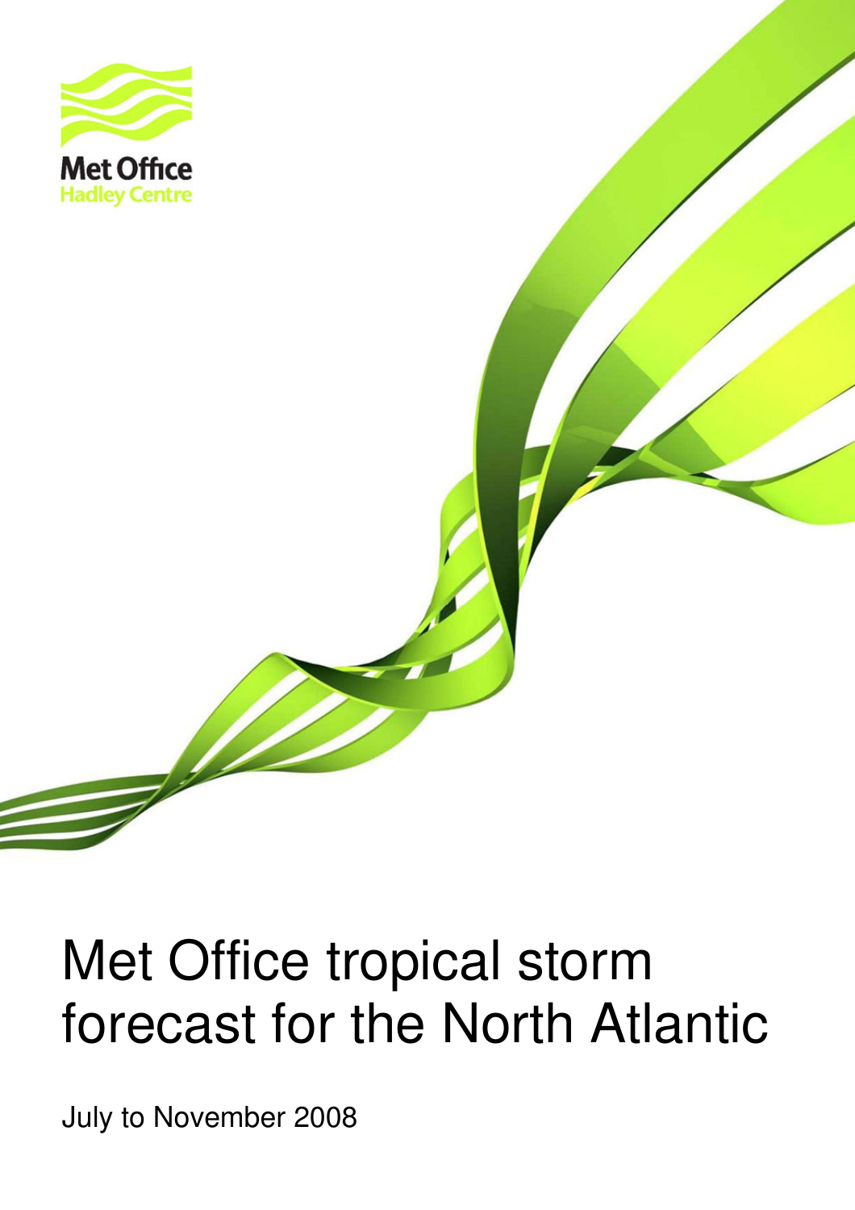Met Office
Hadley Centre

# Met Office tropical storm forecast for the North Atlantic

July to November 2008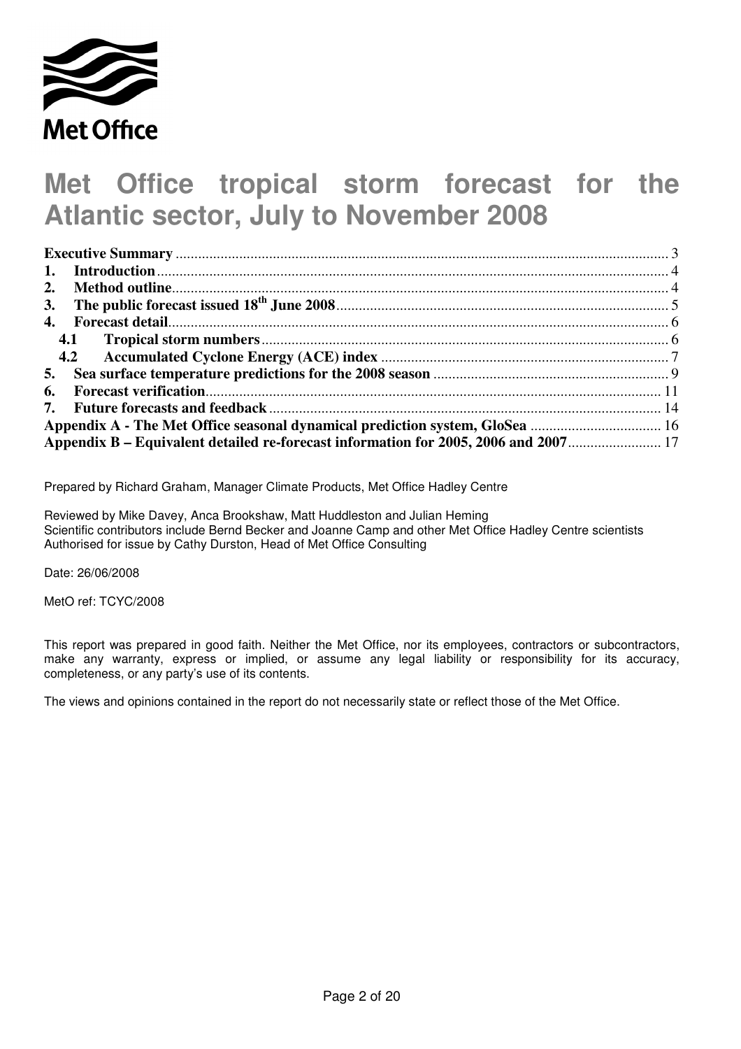Met Office

# Met Office tropical storm forecast for the Atlantic sector, July to November 2008

**Executive Summary** .......... 3
**1. Introduction** .......... 4
**2. Method outline** .......... 4
**3. The public forecast issued 18th June 2008** .......... 5
**4. Forecast detail** .......... 6
  **4.1 Tropical storm numbers** .......... 6
  **4.2 Accumulated Cyclone Energy (ACE) index** .......... 7
**5. Sea surface temperature predictions for the 2008 season** .......... 9
**6. Forecast verification** .......... 11
**7. Future forecasts and feedback** .......... 14
**Appendix A - The Met Office seasonal dynamical prediction system, GloSea** .......... 16
**Appendix B – Equivalent detailed re-forecast information for 2005, 2006 and 2007** .......... 17

Prepared by Richard Graham, Manager Climate Products, Met Office Hadley Centre

Reviewed by Mike Davey, Anca Brookshaw, Matt Huddleston and Julian Heming
Scientific contributors include Bernd Becker and Joanne Camp and other Met Office Hadley Centre scientists
Authorised for issue by Cathy Durston, Head of Met Office Consulting

Date: 26/06/2008

MetO ref: TCYC/2008

This report was prepared in good faith. Neither the Met Office, nor its employees, contractors or subcontractors, make any warranty, express or implied, or assume any legal liability or responsibility for its accuracy, completeness, or any party's use of its contents.

The views and opinions contained in the report do not necessarily state or reflect those of the Met Office.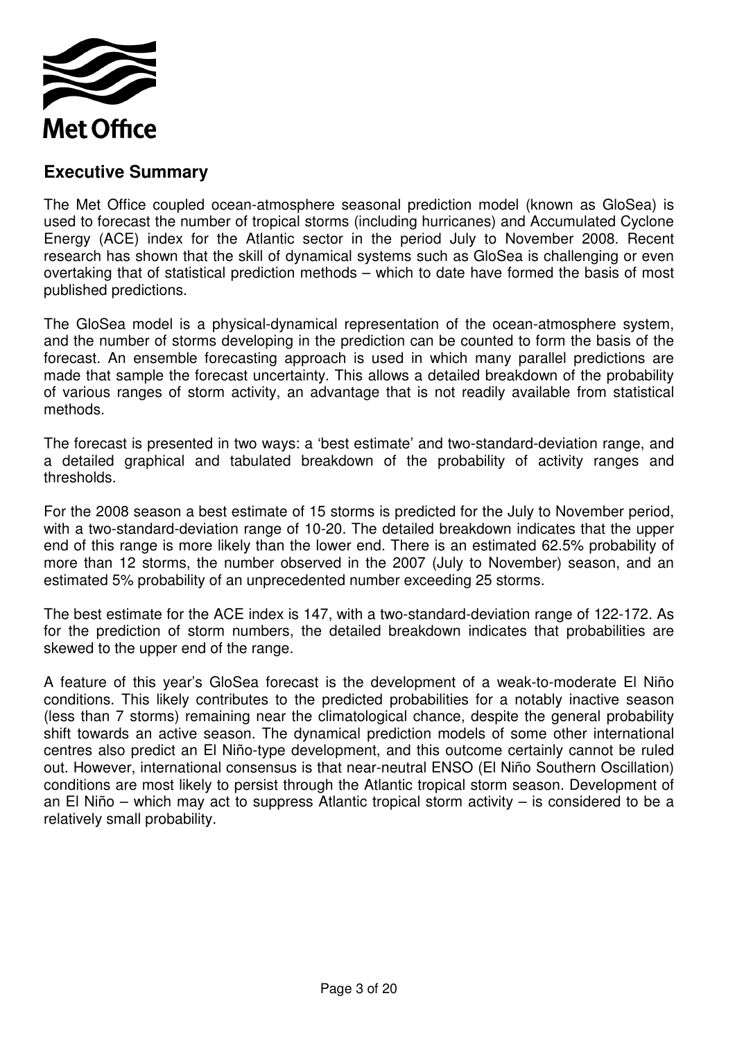## Executive Summary

The Met Office coupled ocean-atmosphere seasonal prediction model (known as GloSea) is used to forecast the number of tropical storms (including hurricanes) and Accumulated Cyclone Energy (ACE) index for the Atlantic sector in the period July to November 2008. Recent research has shown that the skill of dynamical systems such as GloSea is challenging or even overtaking that of statistical prediction methods – which to date have formed the basis of most published predictions.

The GloSea model is a physical-dynamical representation of the ocean-atmosphere system, and the number of storms developing in the prediction can be counted to form the basis of the forecast. An ensemble forecasting approach is used in which many parallel predictions are made that sample the forecast uncertainty. This allows a detailed breakdown of the probability of various ranges of storm activity, an advantage that is not readily available from statistical methods.

The forecast is presented in two ways: a 'best estimate' and two-standard-deviation range, and a detailed graphical and tabulated breakdown of the probability of activity ranges and thresholds.

For the 2008 season a best estimate of 15 storms is predicted for the July to November period, with a two-standard-deviation range of 10-20. The detailed breakdown indicates that the upper end of this range is more likely than the lower end. There is an estimated 62.5% probability of more than 12 storms, the number observed in the 2007 (July to November) season, and an estimated 5% probability of an unprecedented number exceeding 25 storms.

The best estimate for the ACE index is 147, with a two-standard-deviation range of 122-172. As for the prediction of storm numbers, the detailed breakdown indicates that probabilities are skewed to the upper end of the range.

A feature of this year's GloSea forecast is the development of a weak-to-moderate El Niño conditions. This likely contributes to the predicted probabilities for a notably inactive season (less than 7 storms) remaining near the climatological chance, despite the general probability shift towards an active season. The dynamical prediction models of some other international centres also predict an El Niño-type development, and this outcome certainly cannot be ruled out. However, international consensus is that near-neutral ENSO (El Niño Southern Oscillation) conditions are most likely to persist through the Atlantic tropical storm season. Development of an El Niño – which may act to suppress Atlantic tropical storm activity – is considered to be a relatively small probability.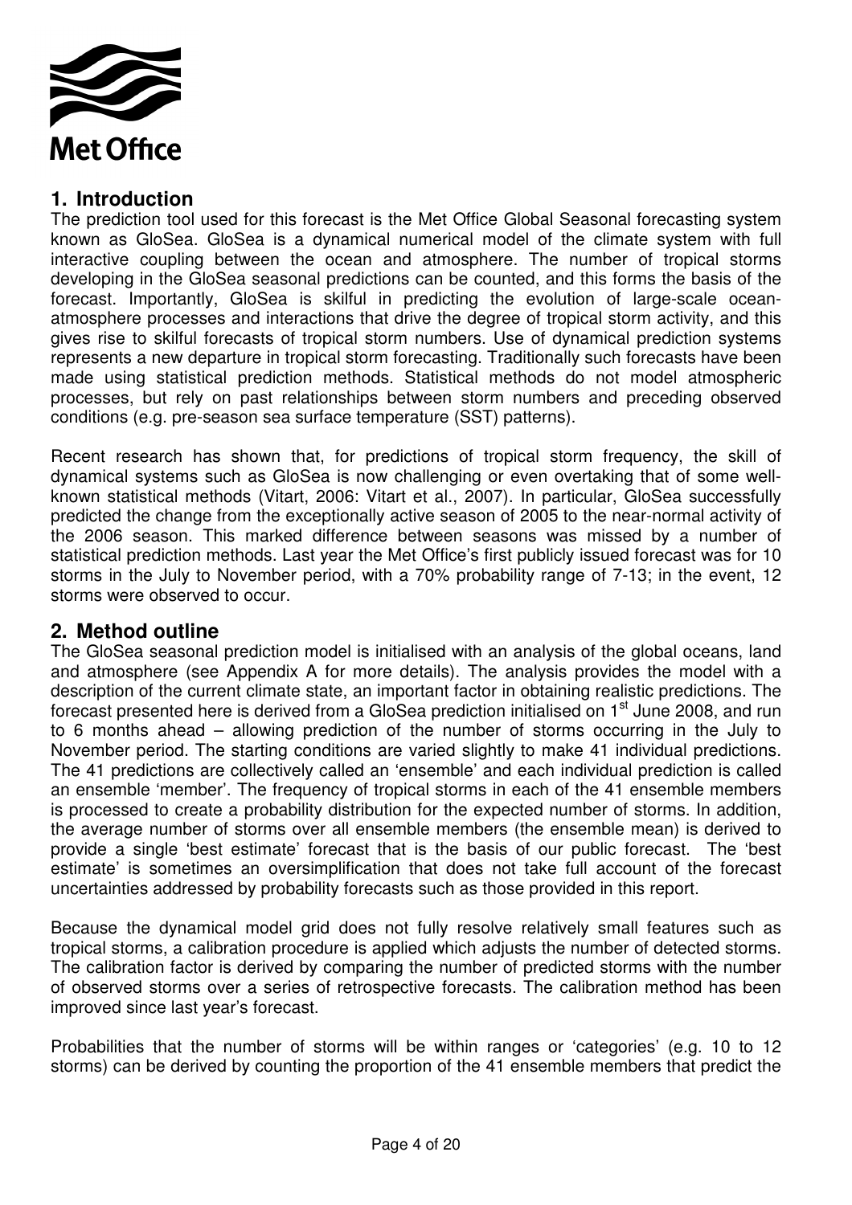## 1. Introduction

The prediction tool used for this forecast is the Met Office Global Seasonal forecasting system known as GloSea. GloSea is a dynamical numerical model of the climate system with full interactive coupling between the ocean and atmosphere. The number of tropical storms developing in the GloSea seasonal predictions can be counted, and this forms the basis of the forecast. Importantly, GloSea is skilful in predicting the evolution of large-scale ocean-atmosphere processes and interactions that drive the degree of tropical storm activity, and this gives rise to skilful forecasts of tropical storm numbers. Use of dynamical prediction systems represents a new departure in tropical storm forecasting. Traditionally such forecasts have been made using statistical prediction methods. Statistical methods do not model atmospheric processes, but rely on past relationships between storm numbers and preceding observed conditions (e.g. pre-season sea surface temperature (SST) patterns).

Recent research has shown that, for predictions of tropical storm frequency, the skill of dynamical systems such as GloSea is now challenging or even overtaking that of some well-known statistical methods (Vitart, 2006: Vitart et al., 2007). In particular, GloSea successfully predicted the change from the exceptionally active season of 2005 to the near-normal activity of the 2006 season. This marked difference between seasons was missed by a number of statistical prediction methods. Last year the Met Office's first publicly issued forecast was for 10 storms in the July to November period, with a 70% probability range of 7-13; in the event, 12 storms were observed to occur.

## 2. Method outline

The GloSea seasonal prediction model is initialised with an analysis of the global oceans, land and atmosphere (see Appendix A for more details). The analysis provides the model with a description of the current climate state, an important factor in obtaining realistic predictions. The forecast presented here is derived from a GloSea prediction initialised on 1st June 2008, and run to 6 months ahead – allowing prediction of the number of storms occurring in the July to November period. The starting conditions are varied slightly to make 41 individual predictions. The 41 predictions are collectively called an 'ensemble' and each individual prediction is called an ensemble 'member'. The frequency of tropical storms in each of the 41 ensemble members is processed to create a probability distribution for the expected number of storms. In addition, the average number of storms over all ensemble members (the ensemble mean) is derived to provide a single 'best estimate' forecast that is the basis of our public forecast. The 'best estimate' is sometimes an oversimplification that does not take full account of the forecast uncertainties addressed by probability forecasts such as those provided in this report.

Because the dynamical model grid does not fully resolve relatively small features such as tropical storms, a calibration procedure is applied which adjusts the number of detected storms. The calibration factor is derived by comparing the number of predicted storms with the number of observed storms over a series of retrospective forecasts. The calibration method has been improved since last year's forecast.

Probabilities that the number of storms will be within ranges or 'categories' (e.g. 10 to 12 storms) can be derived by counting the proportion of the 41 ensemble members that predict the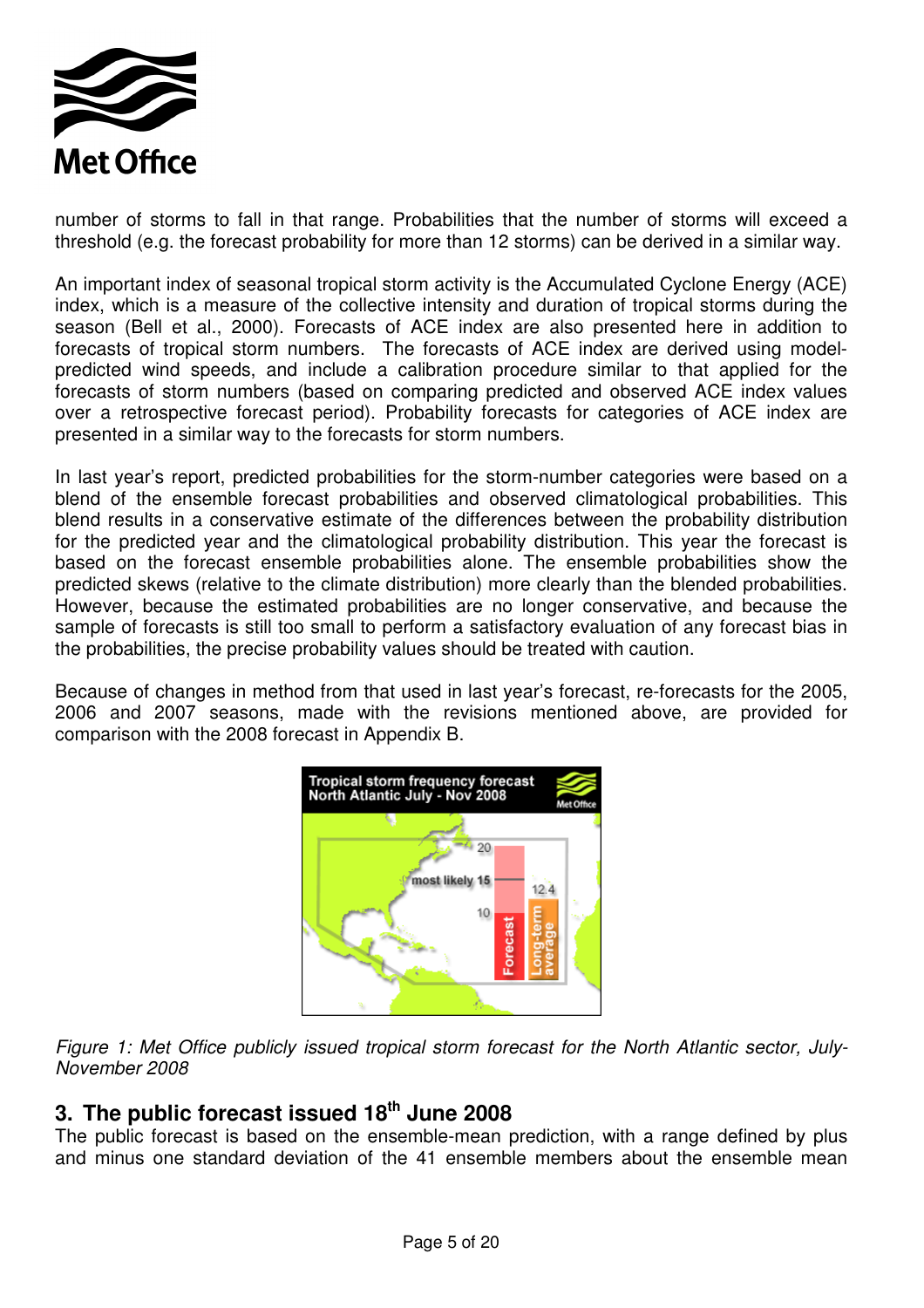number of storms to fall in that range. Probabilities that the number of storms will exceed a threshold (e.g. the forecast probability for more than 12 storms) can be derived in a similar way.

An important index of seasonal tropical storm activity is the Accumulated Cyclone Energy (ACE) index, which is a measure of the collective intensity and duration of tropical storms during the season (Bell et al., 2000). Forecasts of ACE index are also presented here in addition to forecasts of tropical storm numbers. The forecasts of ACE index are derived using model-predicted wind speeds, and include a calibration procedure similar to that applied for the forecasts of storm numbers (based on comparing predicted and observed ACE index values over a retrospective forecast period). Probability forecasts for categories of ACE index are presented in a similar way to the forecasts for storm numbers.

In last year's report, predicted probabilities for the storm-number categories were based on a blend of the ensemble forecast probabilities and observed climatological probabilities. This blend results in a conservative estimate of the differences between the probability distribution for the predicted year and the climatological probability distribution. This year the forecast is based on the forecast ensemble probabilities alone. The ensemble probabilities show the predicted skews (relative to the climate distribution) more clearly than the blended probabilities. However, because the estimated probabilities are no longer conservative, and because the sample of forecasts is still too small to perform a satisfactory evaluation of any forecast bias in the probabilities, the precise probability values should be treated with caution.

Because of changes in method from that used in last year's forecast, re-forecasts for the 2005, 2006 and 2007 seasons, made with the revisions mentioned above, are provided for comparison with the 2008 forecast in Appendix B.

*Figure 1: Met Office publicly issued tropical storm forecast for the North Atlantic sector, July-November 2008*

## 3. The public forecast issued 18th June 2008

The public forecast is based on the ensemble-mean prediction, with a range defined by plus and minus one standard deviation of the 41 ensemble members about the ensemble mean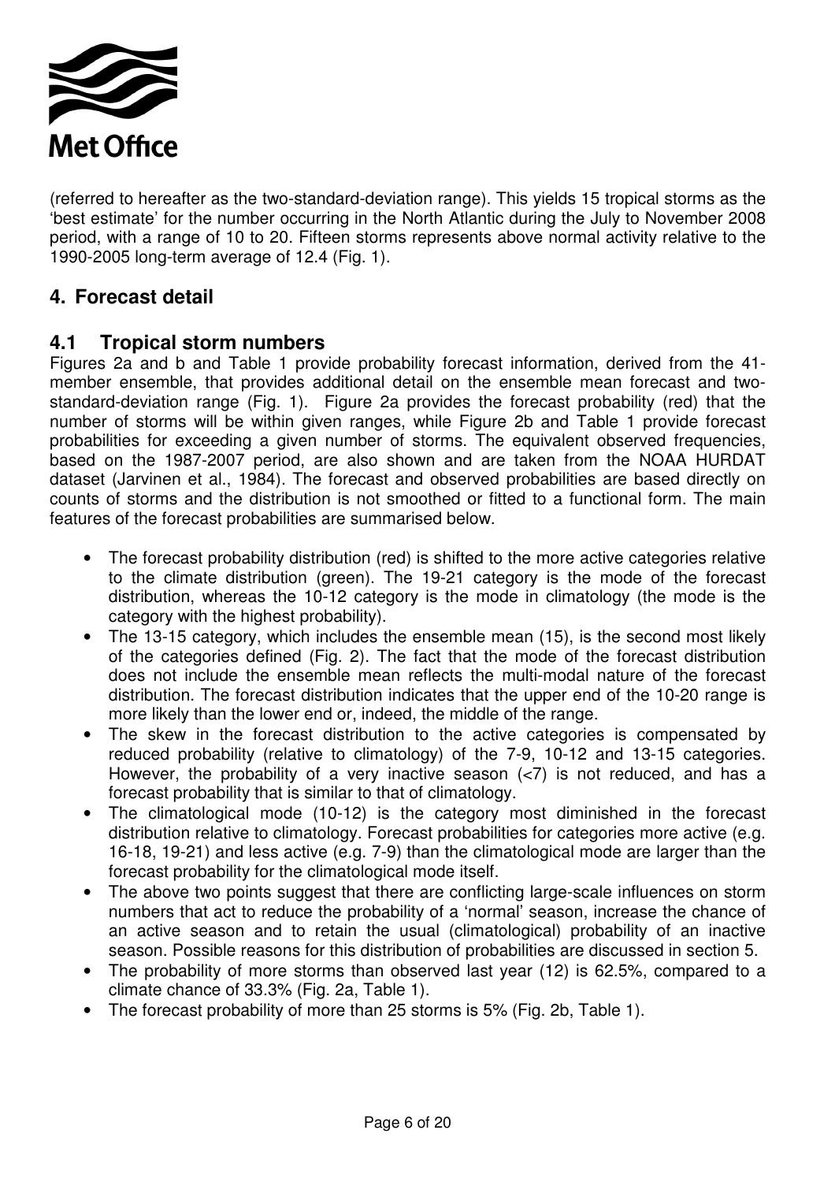(referred to hereafter as the two-standard-deviation range). This yields 15 tropical storms as the 'best estimate' for the number occurring in the North Atlantic during the July to November 2008 period, with a range of 10 to 20. Fifteen storms represents above normal activity relative to the 1990-2005 long-term average of 12.4 (Fig. 1).

## 4. Forecast detail

### 4.1 Tropical storm numbers

Figures 2a and b and Table 1 provide probability forecast information, derived from the 41-member ensemble, that provides additional detail on the ensemble mean forecast and two-standard-deviation range (Fig. 1). Figure 2a provides the forecast probability (red) that the number of storms will be within given ranges, while Figure 2b and Table 1 provide forecast probabilities for exceeding a given number of storms. The equivalent observed frequencies, based on the 1987-2007 period, are also shown and are taken from the NOAA HURDAT dataset (Jarvinen et al., 1984). The forecast and observed probabilities are based directly on counts of storms and the distribution is not smoothed or fitted to a functional form. The main features of the forecast probabilities are summarised below.

- The forecast probability distribution (red) is shifted to the more active categories relative to the climate distribution (green). The 19-21 category is the mode of the forecast distribution, whereas the 10-12 category is the mode in climatology (the mode is the category with the highest probability).
- The 13-15 category, which includes the ensemble mean (15), is the second most likely of the categories defined (Fig. 2). The fact that the mode of the forecast distribution does not include the ensemble mean reflects the multi-modal nature of the forecast distribution. The forecast distribution indicates that the upper end of the 10-20 range is more likely than the lower end or, indeed, the middle of the range.
- The skew in the forecast distribution to the active categories is compensated by reduced probability (relative to climatology) of the 7-9, 10-12 and 13-15 categories. However, the probability of a very inactive season (<7) is not reduced, and has a forecast probability that is similar to that of climatology.
- The climatological mode (10-12) is the category most diminished in the forecast distribution relative to climatology. Forecast probabilities for categories more active (e.g. 16-18, 19-21) and less active (e.g. 7-9) than the climatological mode are larger than the forecast probability for the climatological mode itself.
- The above two points suggest that there are conflicting large-scale influences on storm numbers that act to reduce the probability of a 'normal' season, increase the chance of an active season and to retain the usual (climatological) probability of an inactive season. Possible reasons for this distribution of probabilities are discussed in section 5.
- The probability of more storms than observed last year (12) is 62.5%, compared to a climate chance of 33.3% (Fig. 2a, Table 1).
- The forecast probability of more than 25 storms is 5% (Fig. 2b, Table 1).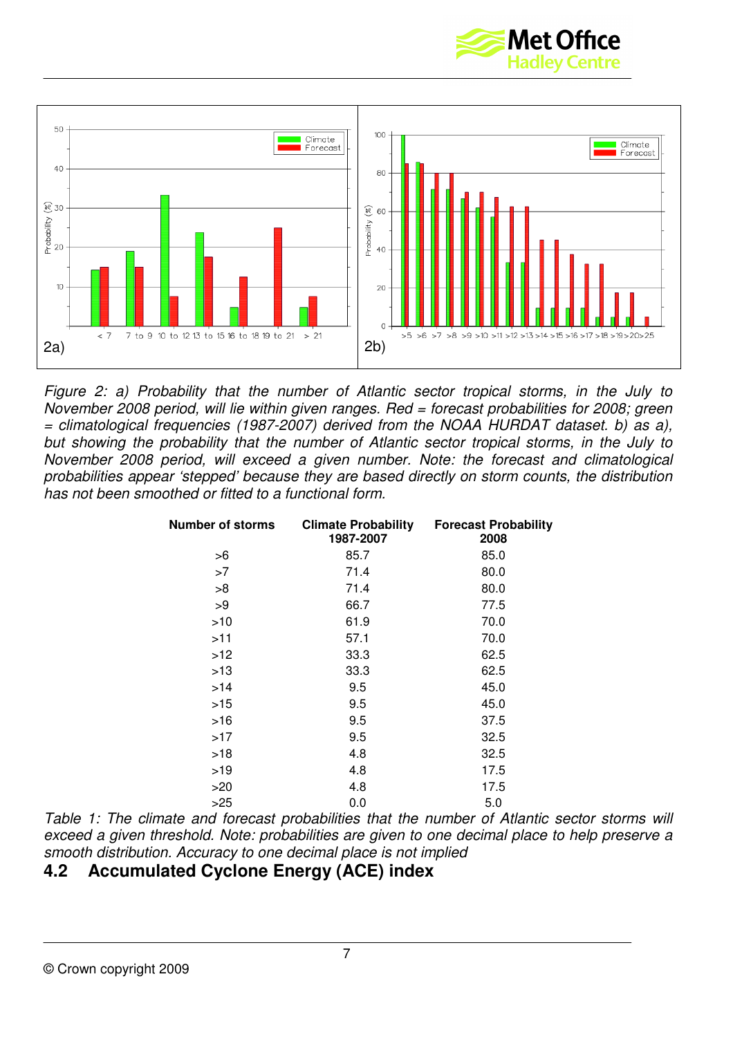50

40

30

20

10

Probability (%)

Climate
Forecast

< 7 7 to 9 10 to 12 13 to 15 16 to 18 19 to 21 > 21

2a)

100

80

60

40

20

0

Probability (%)

Climate
Forecast

>5 >6 >7 >8 >9 >10 >11 >12 >13 >14 >15 >16 >17 >18 >19 >20 >25

2b)

*Figure 2: a) Probability that the number of Atlantic sector tropical storms, in the July to November 2008 period, will lie within given ranges. Red = forecast probabilities for 2008; green = climatological frequencies (1987-2007) derived from the NOAA HURDAT dataset. b) as a), but showing the probability that the number of Atlantic sector tropical storms, in the July to November 2008 period, will exceed a given number. Note: the forecast and climatological probabilities appear 'stepped' because they are based directly on storm counts, the distribution has not been smoothed or fitted to a functional form.*

| Number of storms | Climate Probability 1987-2007 | Forecast Probability 2008 |
|---|---|---|
| >6 | 85.7 | 85.0 |
| >7 | 71.4 | 80.0 |
| >8 | 71.4 | 80.0 |
| >9 | 66.7 | 77.5 |
| >10 | 61.9 | 70.0 |
| >11 | 57.1 | 70.0 |
| >12 | 33.3 | 62.5 |
| >13 | 33.3 | 62.5 |
| >14 | 9.5 | 45.0 |
| >15 | 9.5 | 45.0 |
| >16 | 9.5 | 37.5 |
| >17 | 9.5 | 32.5 |
| >18 | 4.8 | 32.5 |
| >19 | 4.8 | 17.5 |
| >20 | 4.8 | 17.5 |
| >25 | 0.0 | 5.0 |

*Table 1: The climate and forecast probabilities that the number of Atlantic sector storms will exceed a given threshold. Note: probabilities are given to one decimal place to help preserve a smooth distribution. Accuracy to one decimal place is not implied*

## 4.2 Accumulated Cyclone Energy (ACE) index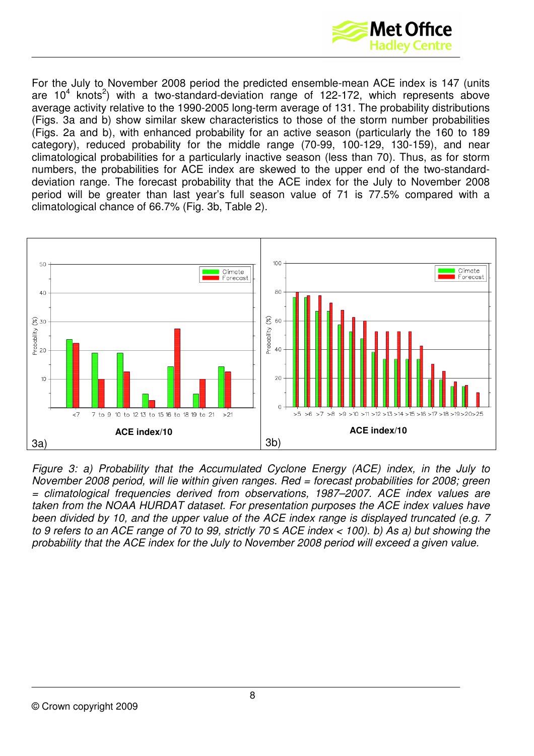For the July to November 2008 period the predicted ensemble-mean ACE index is 147 (units are $10^4$ knots$^2$) with a two-standard-deviation range of 122-172, which represents above average activity relative to the 1990-2005 long-term average of 131. The probability distributions (Figs. 3a and b) show similar skew characteristics to those of the storm number probabilities (Figs. 2a and b), with enhanced probability for an active season (particularly the 160 to 189 category), reduced probability for the middle range (70-99, 100-129, 130-159), and near climatological probabilities for a particularly inactive season (less than 70). Thus, as for storm numbers, the probabilities for ACE index are skewed to the upper end of the two-standard-deviation range. The forecast probability that the ACE index for the July to November 2008 period will be greater than last year's full season value of 71 is 77.5% compared with a climatological chance of 66.7% (Fig. 3b, Table 2).

3a)

Probability (%)

50
40
30
20
10

Climate
Forecast

<7 | 7 to 9 | 10 to 12 | 13 to 15 | 16 to 18 | 19 to 21 | >21

**ACE index/10**

3b)

Probability (%)

100
80
60
40
20
0

Climate
Forecast

>5 >6 >7 >8 >9 >10 >11 >12 >13 >14 >15 >16 >17 >18 >19 >20 >25

**ACE index/10**

*Figure 3: a) Probability that the Accumulated Cyclone Energy (ACE) index, in the July to November 2008 period, will lie within given ranges. Red = forecast probabilities for 2008; green = climatological frequencies derived from observations, 1987–2007. ACE index values are taken from the NOAA HURDAT dataset. For presentation purposes the ACE index values have been divided by 10, and the upper value of the ACE index range is displayed truncated (e.g. 7 to 9 refers to an ACE range of 70 to 99, strictly 70 ≤ ACE index < 100). b) As a) but showing the probability that the ACE index for the July to November 2008 period will exceed a given value.*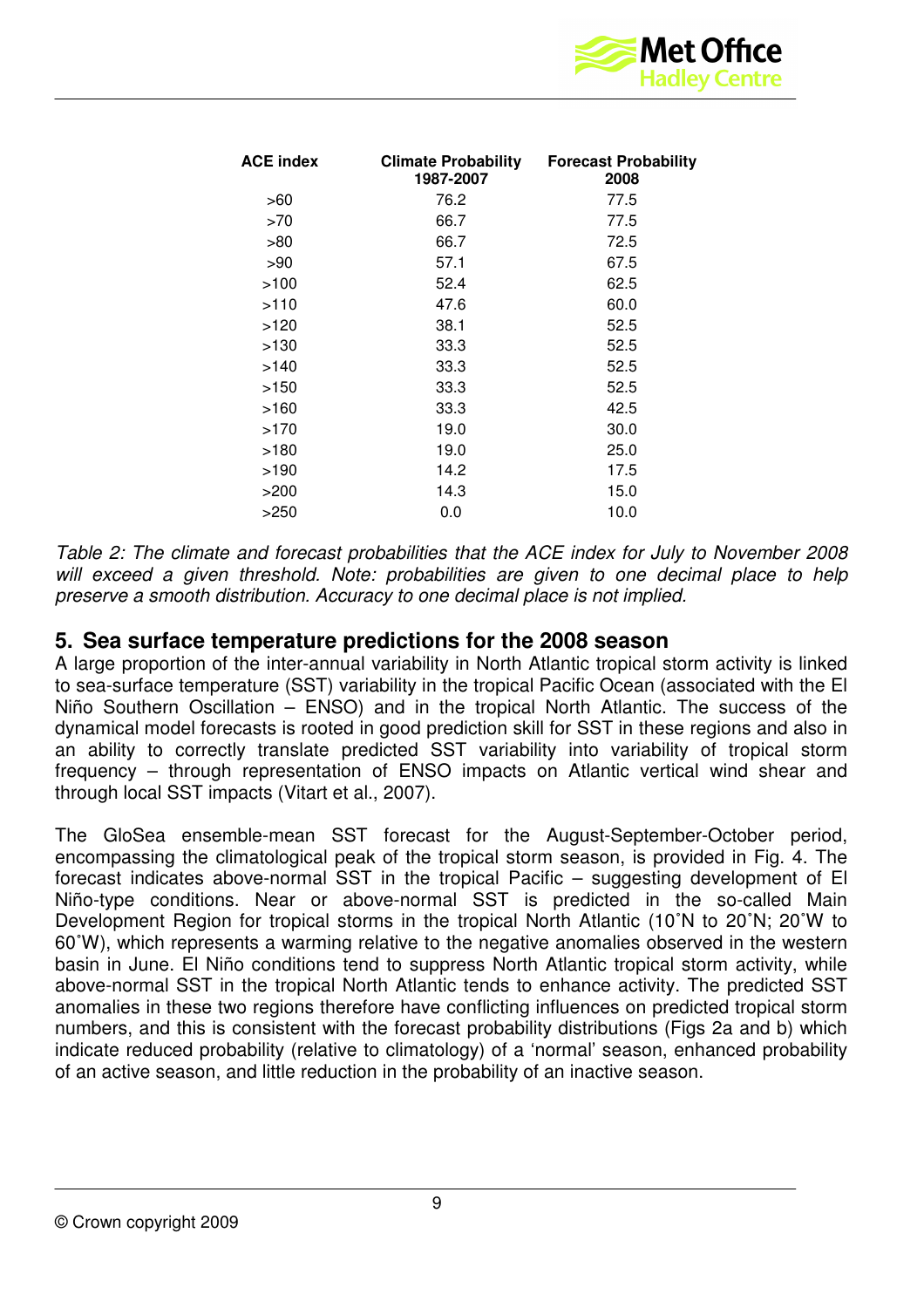| ACE index | Climate Probability 1987-2007 | Forecast Probability 2008 |
|---|---|---|
| >60 | 76.2 | 77.5 |
| >70 | 66.7 | 77.5 |
| >80 | 66.7 | 72.5 |
| >90 | 57.1 | 67.5 |
| >100 | 52.4 | 62.5 |
| >110 | 47.6 | 60.0 |
| >120 | 38.1 | 52.5 |
| >130 | 33.3 | 52.5 |
| >140 | 33.3 | 52.5 |
| >150 | 33.3 | 52.5 |
| >160 | 33.3 | 42.5 |
| >170 | 19.0 | 30.0 |
| >180 | 19.0 | 25.0 |
| >190 | 14.2 | 17.5 |
| >200 | 14.3 | 15.0 |
| >250 | 0.0 | 10.0 |

*Table 2: The climate and forecast probabilities that the ACE index for July to November 2008 will exceed a given threshold. Note: probabilities are given to one decimal place to help preserve a smooth distribution. Accuracy to one decimal place is not implied.*

## 5. Sea surface temperature predictions for the 2008 season

A large proportion of the inter-annual variability in North Atlantic tropical storm activity is linked to sea-surface temperature (SST) variability in the tropical Pacific Ocean (associated with the El Niño Southern Oscillation – ENSO) and in the tropical North Atlantic. The success of the dynamical model forecasts is rooted in good prediction skill for SST in these regions and also in an ability to correctly translate predicted SST variability into variability of tropical storm frequency – through representation of ENSO impacts on Atlantic vertical wind shear and through local SST impacts (Vitart et al., 2007).

The GloSea ensemble-mean SST forecast for the August-September-October period, encompassing the climatological peak of the tropical storm season, is provided in Fig. 4. The forecast indicates above-normal SST in the tropical Pacific – suggesting development of El Niño-type conditions. Near or above-normal SST is predicted in the so-called Main Development Region for tropical storms in the tropical North Atlantic (10˚N to 20˚N; 20˚W to 60˚W), which represents a warming relative to the negative anomalies observed in the western basin in June. El Niño conditions tend to suppress North Atlantic tropical storm activity, while above-normal SST in the tropical North Atlantic tends to enhance activity. The predicted SST anomalies in these two regions therefore have conflicting influences on predicted tropical storm numbers, and this is consistent with the forecast probability distributions (Figs 2a and b) which indicate reduced probability (relative to climatology) of a 'normal' season, enhanced probability of an active season, and little reduction in the probability of an inactive season.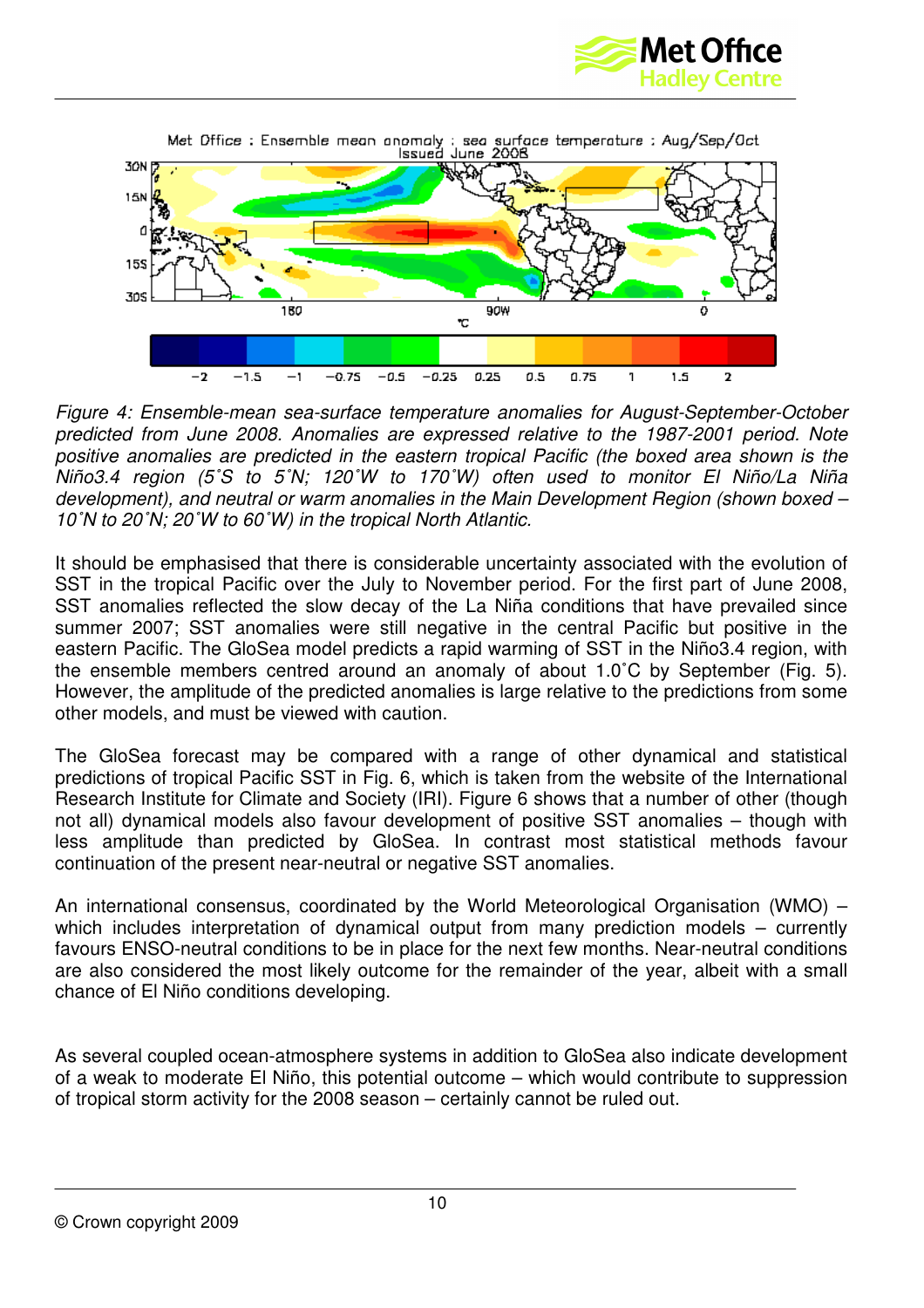Met Office : Ensemble mean anomaly : sea surface temperature : Aug/Sep/Oct
Issued June 2008

30N
15N
0
15S
30S

180
90W
0

°C

−2 −1.5 −1 −0.75 −0.5 −0.25 0.25 0.5 0.75 1 1.5 2

*Figure 4: Ensemble-mean sea-surface temperature anomalies for August-September-October predicted from June 2008. Anomalies are expressed relative to the 1987-2001 period. Note positive anomalies are predicted in the eastern tropical Pacific (the boxed area shown is the Niño3.4 region (5˚S to 5˚N; 120˚W to 170˚W) often used to monitor El Niño/La Niña development), and neutral or warm anomalies in the Main Development Region (shown boxed – 10˚N to 20˚N; 20˚W to 60˚W) in the tropical North Atlantic.*

It should be emphasised that there is considerable uncertainty associated with the evolution of SST in the tropical Pacific over the July to November period. For the first part of June 2008, SST anomalies reflected the slow decay of the La Niña conditions that have prevailed since summer 2007; SST anomalies were still negative in the central Pacific but positive in the eastern Pacific. The GloSea model predicts a rapid warming of SST in the Niño3.4 region, with the ensemble members centred around an anomaly of about 1.0˚C by September (Fig. 5). However, the amplitude of the predicted anomalies is large relative to the predictions from some other models, and must be viewed with caution.

The GloSea forecast may be compared with a range of other dynamical and statistical predictions of tropical Pacific SST in Fig. 6, which is taken from the website of the International Research Institute for Climate and Society (IRI). Figure 6 shows that a number of other (though not all) dynamical models also favour development of positive SST anomalies – though with less amplitude than predicted by GloSea. In contrast most statistical methods favour continuation of the present near-neutral or negative SST anomalies.

An international consensus, coordinated by the World Meteorological Organisation (WMO) – which includes interpretation of dynamical output from many prediction models – currently favours ENSO-neutral conditions to be in place for the next few months. Near-neutral conditions are also considered the most likely outcome for the remainder of the year, albeit with a small chance of El Niño conditions developing.

As several coupled ocean-atmosphere systems in addition to GloSea also indicate development of a weak to moderate El Niño, this potential outcome – which would contribute to suppression of tropical storm activity for the 2008 season – certainly cannot be ruled out.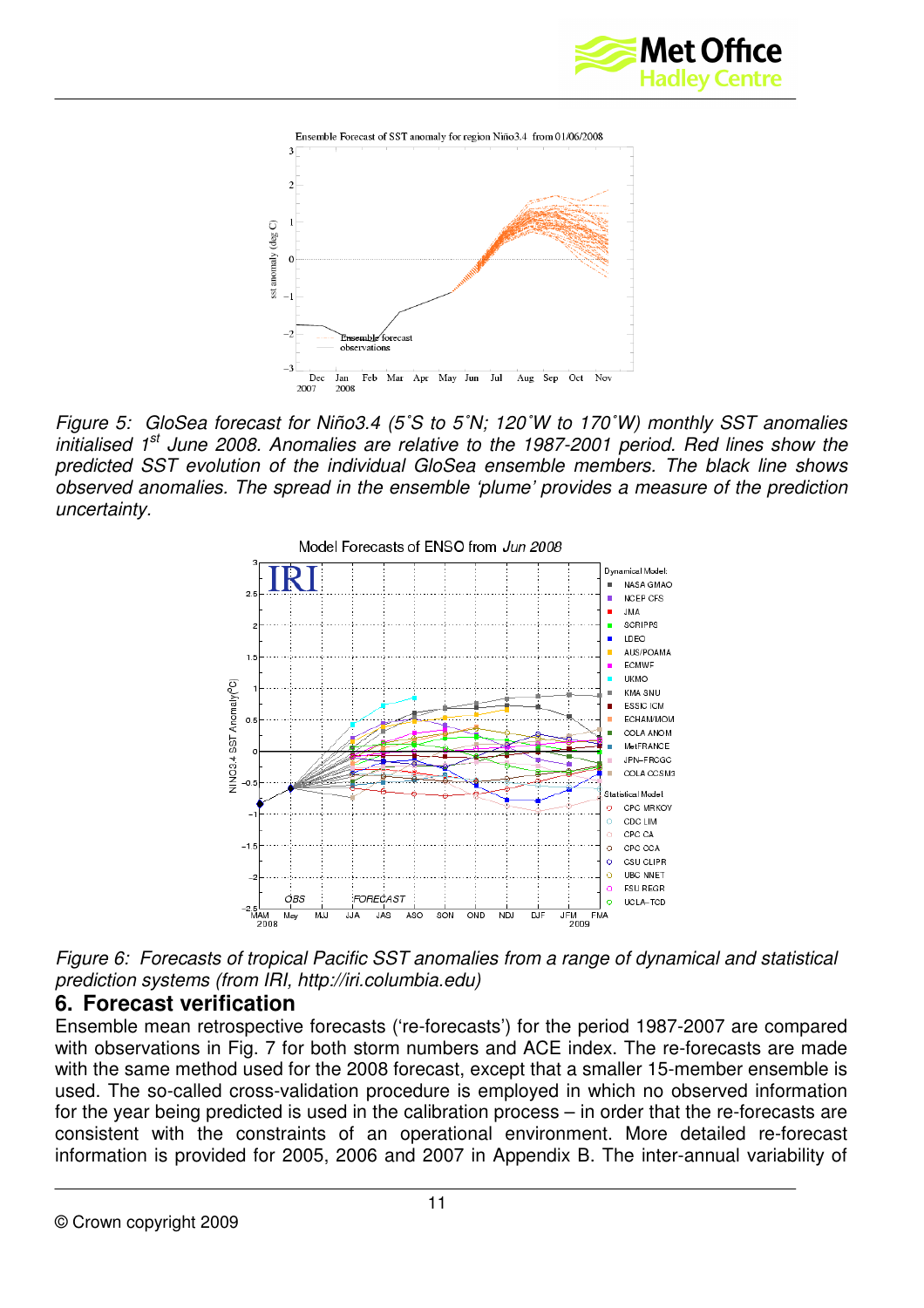Ensemble Forecast of SST anomaly for region Niño3.4 from 01/06/2008

sst anomaly (deg C)

3
2
1
0
−1
−2
−3

Dec 2007 Jan 2008 Feb Mar Apr May Jun Jul Aug Sep Oct Nov

Ensemble forecast
observations

*Figure 5: GloSea forecast for Niño3.4 (5˚S to 5˚N; 120˚W to 170˚W) monthly SST anomalies initialised 1st June 2008. Anomalies are relative to the 1987-2001 period. Red lines show the predicted SST evolution of the individual GloSea ensemble members. The black line shows observed anomalies. The spread in the ensemble 'plume' provides a measure of the prediction uncertainty.*

Model Forecasts of ENSO from Jun 2008

IRI

NINO3.4 SST Anomaly(°C)

3
2.5
2
1.5
1
0.5
0
−0.5
−1
−1.5
−2
−2.5

OBS
FORECAST

MAM 2008 May MJJ JJA JAS ASO SON OND NDJ DJF JFM 2009 FMA

Dynamical Model:
NASA GMAO
NCEP CFS
JMA
SCRIPPS
LDEO
AUS/POAMA
ECMWF
UKMO
KMA SNU
ESSIC ICM
ECHAM/MOM
COLA ANOM
MetFRANCE
JPN-FRCGC
COLA CCSM3

Statistical Model:
CPC MRKOV
CDC LIM
CPC CA
CPC CCA
CSU CLIPR
UBC NNET
FSU REGR
UCLA-TCD

*Figure 6: Forecasts of tropical Pacific SST anomalies from a range of dynamical and statistical prediction systems (from IRI, http://iri.columbia.edu)*

## 6. Forecast verification

Ensemble mean retrospective forecasts ('re-forecasts') for the period 1987-2007 are compared with observations in Fig. 7 for both storm numbers and ACE index. The re-forecasts are made with the same method used for the 2008 forecast, except that a smaller 15-member ensemble is used. The so-called cross-validation procedure is employed in which no observed information for the year being predicted is used in the calibration process – in order that the re-forecasts are consistent with the constraints of an operational environment. More detailed re-forecast information is provided for 2005, 2006 and 2007 in Appendix B. The inter-annual variability of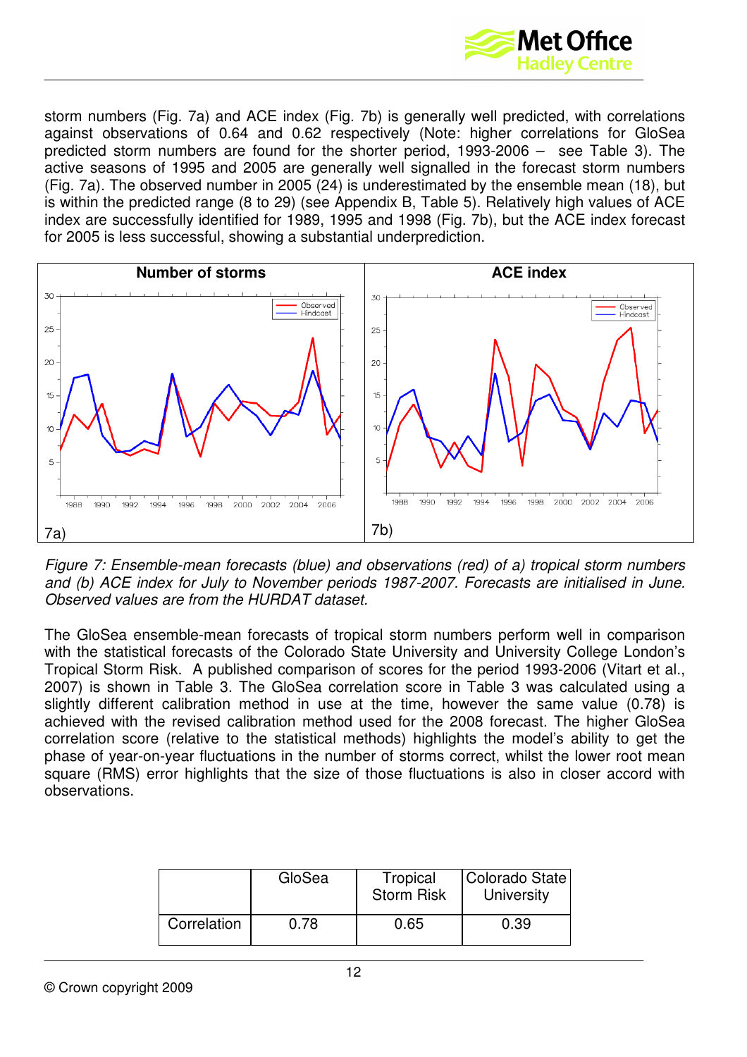storm numbers (Fig. 7a) and ACE index (Fig. 7b) is generally well predicted, with correlations against observations of 0.64 and 0.62 respectively (Note: higher correlations for GloSea predicted storm numbers are found for the shorter period, 1993-2006 – see Table 3). The active seasons of 1995 and 2005 are generally well signalled in the forecast storm numbers (Fig. 7a). The observed number in 2005 (24) is underestimated by the ensemble mean (18), but is within the predicted range (8 to 29) (see Appendix B, Table 5). Relatively high values of ACE index are successfully identified for 1989, 1995 and 1998 (Fig. 7b), but the ACE index forecast for 2005 is less successful, showing a substantial underprediction.

Number of storms

Observed
Hindcast

30
25
20
15
10
5

1988 1990 1992 1994 1996 1998 2000 2002 2004 2006

7a)

ACE index

Observed
Hindcast

30
25
20
15
10
5

1988 1990 1992 1994 1996 1998 2000 2002 2004 2006

7b)

*Figure 7: Ensemble-mean forecasts (blue) and observations (red) of a) tropical storm numbers and (b) ACE index for July to November periods 1987-2007. Forecasts are initialised in June. Observed values are from the HURDAT dataset.*

The GloSea ensemble-mean forecasts of tropical storm numbers perform well in comparison with the statistical forecasts of the Colorado State University and University College London's Tropical Storm Risk. A published comparison of scores for the period 1993-2006 (Vitart et al., 2007) is shown in Table 3. The GloSea correlation score in Table 3 was calculated using a slightly different calibration method in use at the time, however the same value (0.78) is achieved with the revised calibration method used for the 2008 forecast. The higher GloSea correlation score (relative to the statistical methods) highlights the model's ability to get the phase of year-on-year fluctuations in the number of storms correct, whilst the lower root mean square (RMS) error highlights that the size of those fluctuations is also in closer accord with observations.

| | GloSea | Tropical Storm Risk | Colorado State University |
|---|---|---|---|
| Correlation | 0.78 | 0.65 | 0.39 |

© Crown copyright 2009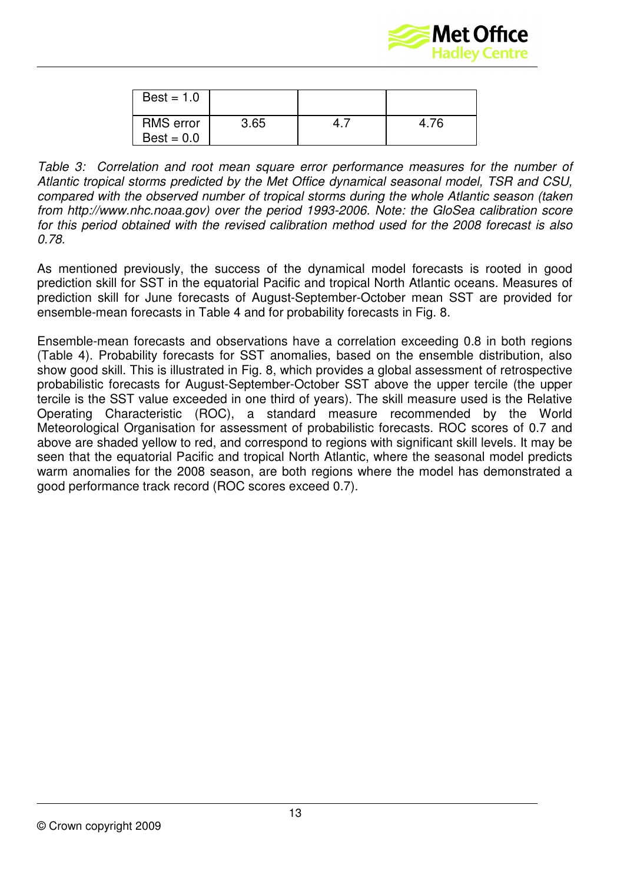| Best = 1.0 | | | |
|---|---|---|---|
| RMS error Best = 0.0 | 3.65 | 4.7 | 4.76 |

*Table 3: Correlation and root mean square error performance measures for the number of Atlantic tropical storms predicted by the Met Office dynamical seasonal model, TSR and CSU, compared with the observed number of tropical storms during the whole Atlantic season (taken from http://www.nhc.noaa.gov) over the period 1993-2006. Note: the GloSea calibration score for this period obtained with the revised calibration method used for the 2008 forecast is also 0.78.*

As mentioned previously, the success of the dynamical model forecasts is rooted in good prediction skill for SST in the equatorial Pacific and tropical North Atlantic oceans. Measures of prediction skill for June forecasts of August-September-October mean SST are provided for ensemble-mean forecasts in Table 4 and for probability forecasts in Fig. 8.

Ensemble-mean forecasts and observations have a correlation exceeding 0.8 in both regions (Table 4). Probability forecasts for SST anomalies, based on the ensemble distribution, also show good skill. This is illustrated in Fig. 8, which provides a global assessment of retrospective probabilistic forecasts for August-September-October SST above the upper tercile (the upper tercile is the SST value exceeded in one third of years). The skill measure used is the Relative Operating Characteristic (ROC), a standard measure recommended by the World Meteorological Organisation for assessment of probabilistic forecasts. ROC scores of 0.7 and above are shaded yellow to red, and correspond to regions with significant skill levels. It may be seen that the equatorial Pacific and tropical North Atlantic, where the seasonal model predicts warm anomalies for the 2008 season, are both regions where the model has demonstrated a good performance track record (ROC scores exceed 0.7).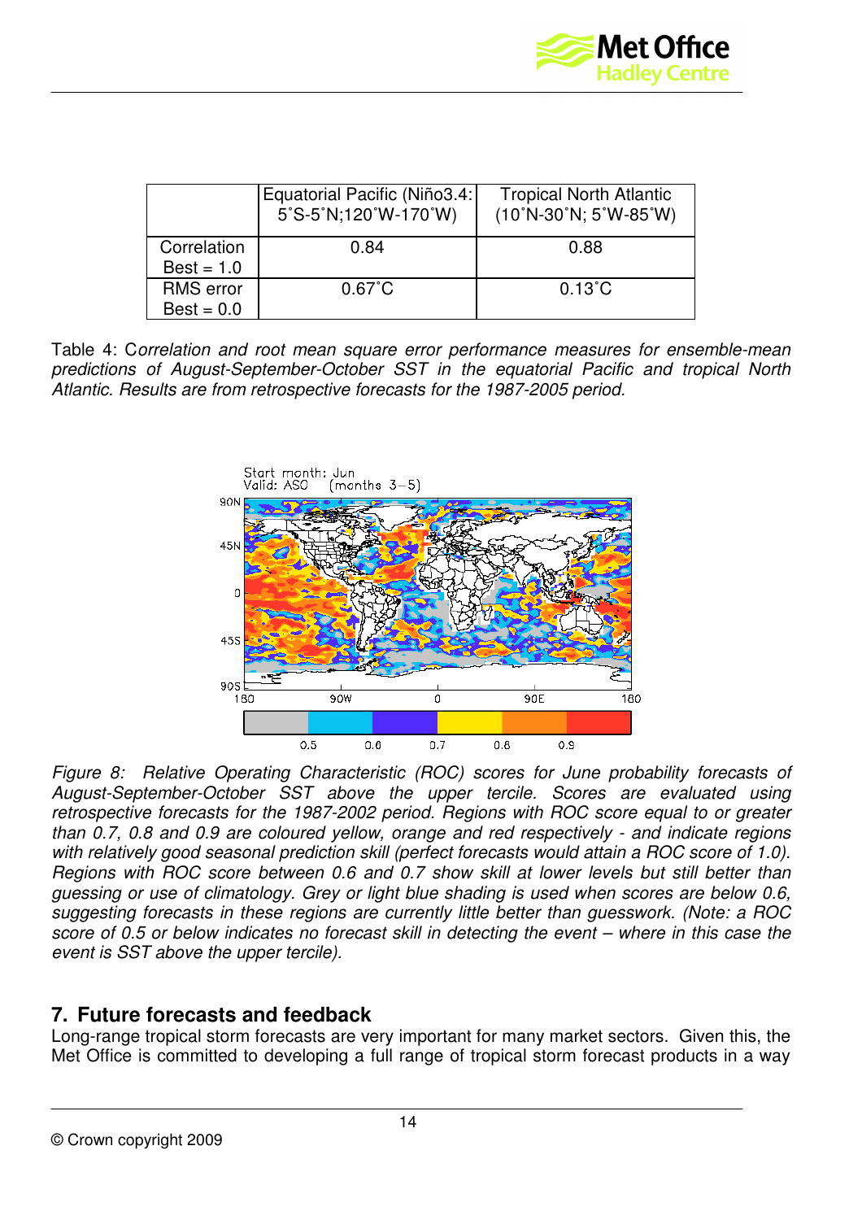| | Equatorial Pacific (Niño3.4: 5˚S-5˚N;120˚W-170˚W) | Tropical North Atlantic (10˚N-30˚N; 5˚W-85˚W) |
|---|---|---|
| Correlation Best = 1.0 | 0.84 | 0.88 |
| RMS error Best = 0.0 | 0.67˚C | 0.13˚C |

Table 4: C*orrelation and root mean square error performance measures for ensemble-mean predictions of August-September-October SST in the equatorial Pacific and tropical North Atlantic. Results are from retrospective forecasts for the 1987-2005 period.*

Start month: Jun
Valid: ASO (months 3–5)

90N
45N
0
45S
90S
180
90W
0
90E
180

0.5
0.6
0.7
0.8
0.9

*Figure 8: Relative Operating Characteristic (ROC) scores for June probability forecasts of August-September-October SST above the upper tercile. Scores are evaluated using retrospective forecasts for the 1987-2002 period. Regions with ROC score equal to or greater than 0.7, 0.8 and 0.9 are coloured yellow, orange and red respectively - and indicate regions with relatively good seasonal prediction skill (perfect forecasts would attain a ROC score of 1.0). Regions with ROC score between 0.6 and 0.7 show skill at lower levels but still better than guessing or use of climatology. Grey or light blue shading is used when scores are below 0.6, suggesting forecasts in these regions are currently little better than guesswork. (Note: a ROC score of 0.5 or below indicates no forecast skill in detecting the event – where in this case the event is SST above the upper tercile).*

## 7. Future forecasts and feedback

Long-range tropical storm forecasts are very important for many market sectors. Given this, the Met Office is committed to developing a full range of tropical storm forecast products in a way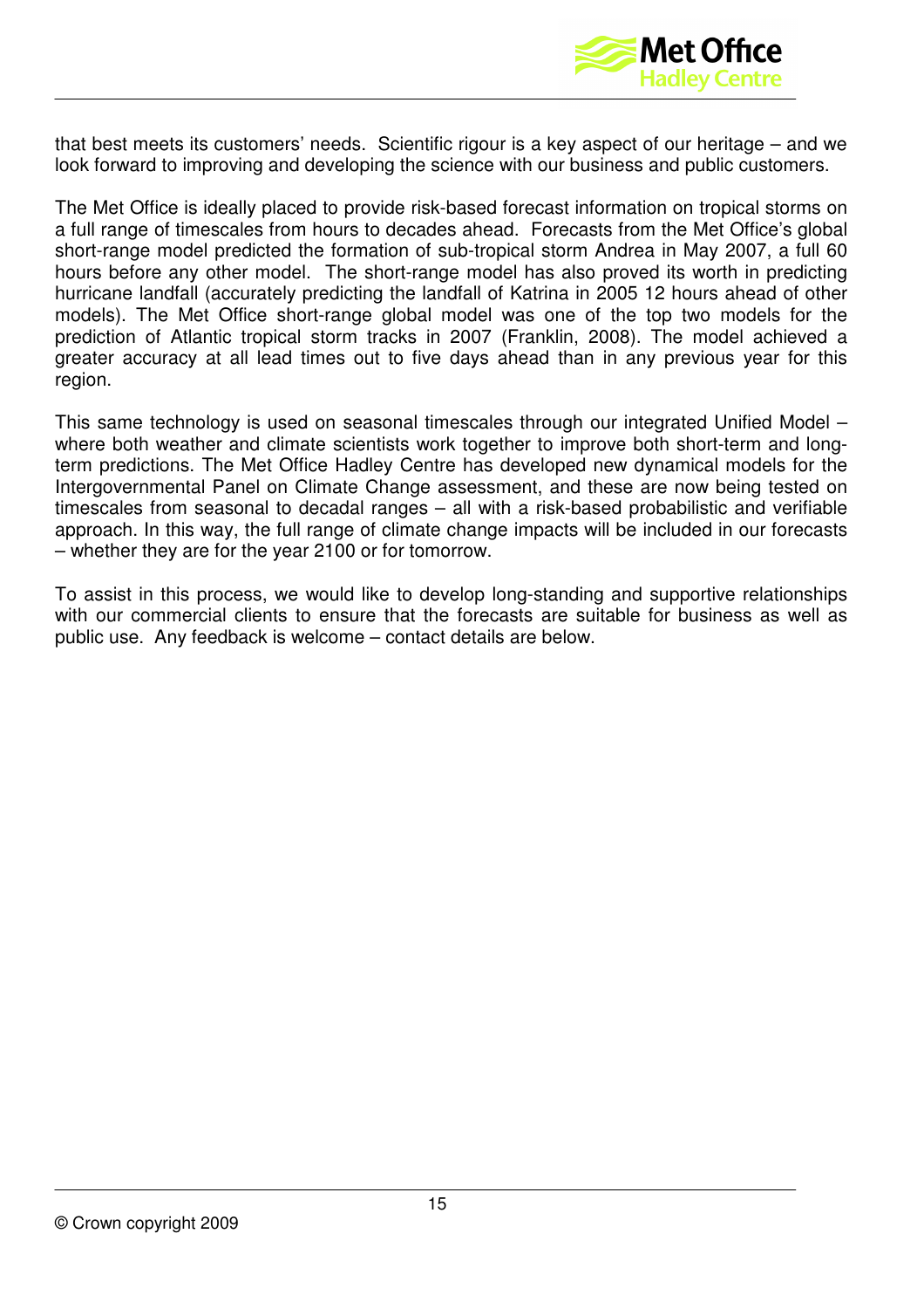that best meets its customers' needs. Scientific rigour is a key aspect of our heritage – and we look forward to improving and developing the science with our business and public customers.

The Met Office is ideally placed to provide risk-based forecast information on tropical storms on a full range of timescales from hours to decades ahead. Forecasts from the Met Office's global short-range model predicted the formation of sub-tropical storm Andrea in May 2007, a full 60 hours before any other model. The short-range model has also proved its worth in predicting hurricane landfall (accurately predicting the landfall of Katrina in 2005 12 hours ahead of other models). The Met Office short-range global model was one of the top two models for the prediction of Atlantic tropical storm tracks in 2007 (Franklin, 2008). The model achieved a greater accuracy at all lead times out to five days ahead than in any previous year for this region.

This same technology is used on seasonal timescales through our integrated Unified Model – where both weather and climate scientists work together to improve both short-term and long-term predictions. The Met Office Hadley Centre has developed new dynamical models for the Intergovernmental Panel on Climate Change assessment, and these are now being tested on timescales from seasonal to decadal ranges – all with a risk-based probabilistic and verifiable approach. In this way, the full range of climate change impacts will be included in our forecasts – whether they are for the year 2100 or for tomorrow.

To assist in this process, we would like to develop long-standing and supportive relationships with our commercial clients to ensure that the forecasts are suitable for business as well as public use. Any feedback is welcome – contact details are below.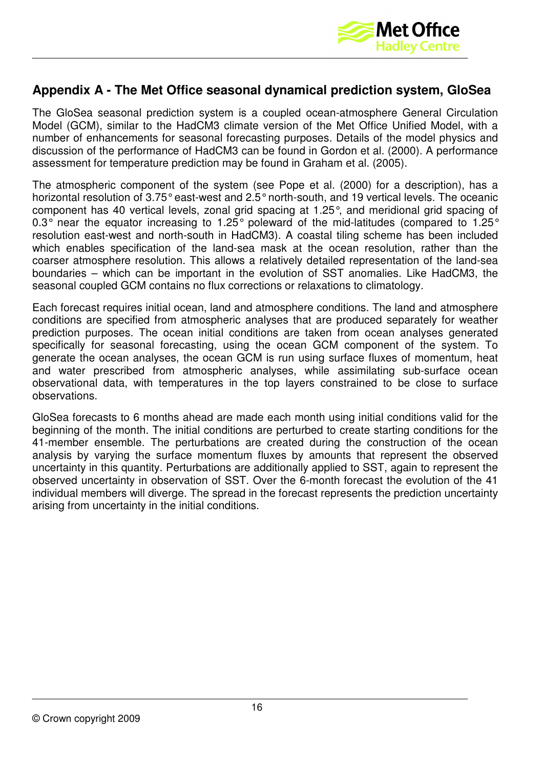## Appendix A - The Met Office seasonal dynamical prediction system, GloSea

The GloSea seasonal prediction system is a coupled ocean-atmosphere General Circulation Model (GCM), similar to the HadCM3 climate version of the Met Office Unified Model, with a number of enhancements for seasonal forecasting purposes. Details of the model physics and discussion of the performance of HadCM3 can be found in Gordon et al. (2000). A performance assessment for temperature prediction may be found in Graham et al. (2005).

The atmospheric component of the system (see Pope et al. (2000) for a description), has a horizontal resolution of 3.75° east-west and 2.5° north-south, and 19 vertical levels. The oceanic component has 40 vertical levels, zonal grid spacing at 1.25°, and meridional grid spacing of 0.3° near the equator increasing to 1.25° poleward of the mid-latitudes (compared to 1.25° resolution east-west and north-south in HadCM3). A coastal tiling scheme has been included which enables specification of the land-sea mask at the ocean resolution, rather than the coarser atmosphere resolution. This allows a relatively detailed representation of the land-sea boundaries – which can be important in the evolution of SST anomalies. Like HadCM3, the seasonal coupled GCM contains no flux corrections or relaxations to climatology.

Each forecast requires initial ocean, land and atmosphere conditions. The land and atmosphere conditions are specified from atmospheric analyses that are produced separately for weather prediction purposes. The ocean initial conditions are taken from ocean analyses generated specifically for seasonal forecasting, using the ocean GCM component of the system. To generate the ocean analyses, the ocean GCM is run using surface fluxes of momentum, heat and water prescribed from atmospheric analyses, while assimilating sub-surface ocean observational data, with temperatures in the top layers constrained to be close to surface observations.

GloSea forecasts to 6 months ahead are made each month using initial conditions valid for the beginning of the month. The initial conditions are perturbed to create starting conditions for the 41-member ensemble. The perturbations are created during the construction of the ocean analysis by varying the surface momentum fluxes by amounts that represent the observed uncertainty in this quantity. Perturbations are additionally applied to SST, again to represent the observed uncertainty in observation of SST. Over the 6-month forecast the evolution of the 41 individual members will diverge. The spread in the forecast represents the prediction uncertainty arising from uncertainty in the initial conditions.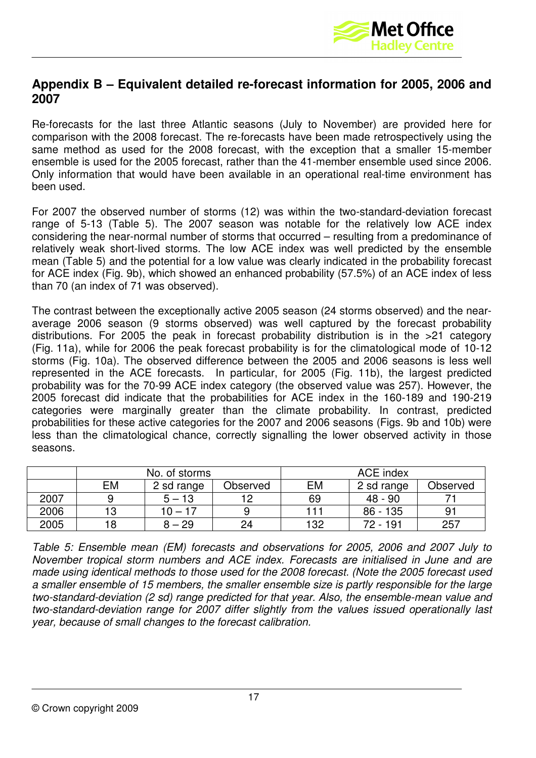## Appendix B – Equivalent detailed re-forecast information for 2005, 2006 and 2007

Re-forecasts for the last three Atlantic seasons (July to November) are provided here for comparison with the 2008 forecast. The re-forecasts have been made retrospectively using the same method as used for the 2008 forecast, with the exception that a smaller 15-member ensemble is used for the 2005 forecast, rather than the 41-member ensemble used since 2006. Only information that would have been available in an operational real-time environment has been used.

For 2007 the observed number of storms (12) was within the two-standard-deviation forecast range of 5-13 (Table 5). The 2007 season was notable for the relatively low ACE index considering the near-normal number of storms that occurred – resulting from a predominance of relatively weak short-lived storms. The low ACE index was well predicted by the ensemble mean (Table 5) and the potential for a low value was clearly indicated in the probability forecast for ACE index (Fig. 9b), which showed an enhanced probability (57.5%) of an ACE index of less than 70 (an index of 71 was observed).

The contrast between the exceptionally active 2005 season (24 storms observed) and the near-average 2006 season (9 storms observed) was well captured by the forecast probability distributions. For 2005 the peak in forecast probability distribution is in the >21 category (Fig. 11a), while for 2006 the peak forecast probability is for the climatological mode of 10-12 storms (Fig. 10a). The observed difference between the 2005 and 2006 seasons is less well represented in the ACE forecasts. In particular, for 2005 (Fig. 11b), the largest predicted probability was for the 70-99 ACE index category (the observed value was 257). However, the 2005 forecast did indicate that the probabilities for ACE index in the 160-189 and 190-219 categories were marginally greater than the climate probability. In contrast, predicted probabilities for these active categories for the 2007 and 2006 seasons (Figs. 9b and 10b) were less than the climatological chance, correctly signalling the lower observed activity in those seasons.

| | No. of storms | | | ACE index | | |
|---|---|---|---|---|---|---|
| | EM | 2 sd range | Observed | EM | 2 sd range | Observed |
| 2007 | 9 | 5 – 13 | 12 | 69 | 48 - 90 | 71 |
| 2006 | 13 | 10 – 17 | 9 | 111 | 86 - 135 | 91 |
| 2005 | 18 | 8 – 29 | 24 | 132 | 72 - 191 | 257 |

*Table 5: Ensemble mean (EM) forecasts and observations for 2005, 2006 and 2007 July to November tropical storm numbers and ACE index. Forecasts are initialised in June and are made using identical methods to those used for the 2008 forecast. (Note the 2005 forecast used a smaller ensemble of 15 members, the smaller ensemble size is partly responsible for the large two-standard-deviation (2 sd) range predicted for that year. Also, the ensemble-mean value and two-standard-deviation range for 2007 differ slightly from the values issued operationally last year, because of small changes to the forecast calibration.*

© Crown copyright 2009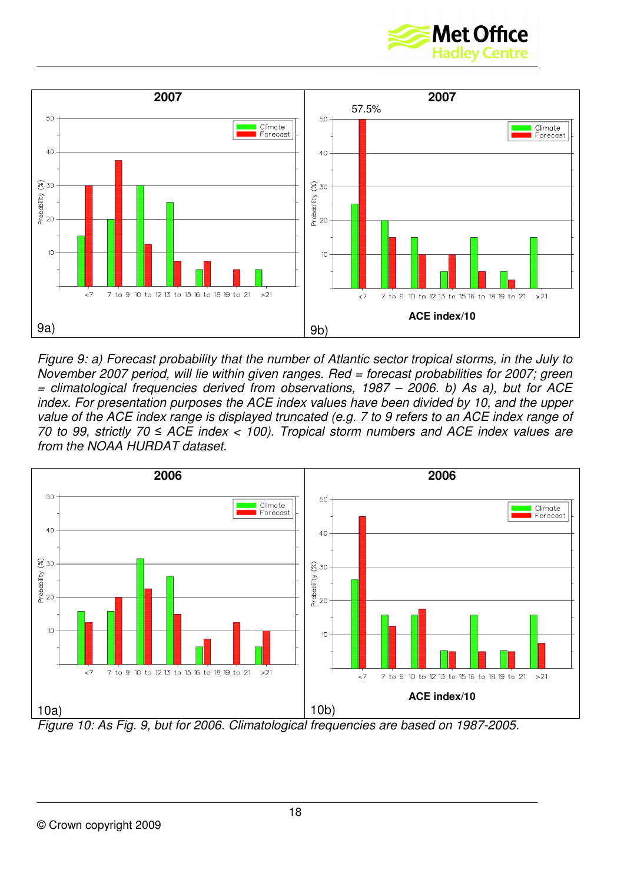2007

Climate
Forecast

Probability (%)

50
40
30
20
10

<7 7 to 9 10 to 12 13 to 15 16 to 18 19 to 21 >21

9a)

2007

57.5%

Climate
Forecast

Probability (%)

50
40
30
20
10

<7 7 to 9 10 to 12 13 to 15 16 to 18 19 to 21 >21

ACE index/10

9b)

*Figure 9: a) Forecast probability that the number of Atlantic sector tropical storms, in the July to November 2007 period, will lie within given ranges. Red = forecast probabilities for 2007; green = climatological frequencies derived from observations, 1987 – 2006. b) As a), but for ACE index. For presentation purposes the ACE index values have been divided by 10, and the upper value of the ACE index range is displayed truncated (e.g. 7 to 9 refers to an ACE index range of 70 to 99, strictly 70 ≤ ACE index < 100). Tropical storm numbers and ACE index values are from the NOAA HURDAT dataset.*

2006

Climate
Forecast

Probability (%)

50
40
30
20
10

<7 7 to 9 10 to 12 13 to 15 16 to 18 19 to 21 >21

10a)

2006

Climate
Forecast

Probability (%)

50
40
30
20
10

<7 7 to 9 10 to 12 13 to 15 16 to 18 19 to 21 >21

ACE index/10

10b)

*Figure 10: As Fig. 9, but for 2006. Climatological frequencies are based on 1987-2005.*

© Crown copyright 2009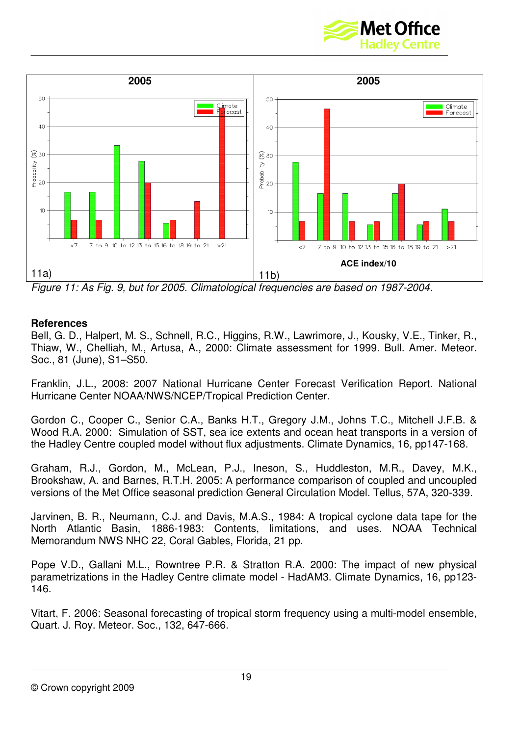*Figure 11: As Fig. 9, but for 2005. Climatological frequencies are based on 1987-2004.*

**References**

Bell, G. D., Halpert, M. S., Schnell, R.C., Higgins, R.W., Lawrimore, J., Kousky, V.E., Tinker, R., Thiaw, W., Chelliah, M., Artusa, A., 2000: Climate assessment for 1999. Bull. Amer. Meteor. Soc., 81 (June), S1–S50.

Franklin, J.L., 2008: 2007 National Hurricane Center Forecast Verification Report. National Hurricane Center NOAA/NWS/NCEP/Tropical Prediction Center.

Gordon C., Cooper C., Senior C.A., Banks H.T., Gregory J.M., Johns T.C., Mitchell J.F.B. & Wood R.A. 2000: Simulation of SST, sea ice extents and ocean heat transports in a version of the Hadley Centre coupled model without flux adjustments. Climate Dynamics, 16, pp147-168.

Graham, R.J., Gordon, M., McLean, P.J., Ineson, S., Huddleston, M.R., Davey, M.K., Brookshaw, A. and Barnes, R.T.H. 2005: A performance comparison of coupled and uncoupled versions of the Met Office seasonal prediction General Circulation Model. Tellus, 57A, 320-339.

Jarvinen, B. R., Neumann, C.J. and Davis, M.A.S., 1984: A tropical cyclone data tape for the North Atlantic Basin, 1886-1983: Contents, limitations, and uses. NOAA Technical Memorandum NWS NHC 22, Coral Gables, Florida, 21 pp.

Pope V.D., Gallani M.L., Rowntree P.R. & Stratton R.A. 2000: The impact of new physical parametrizations in the Hadley Centre climate model - HadAM3. Climate Dynamics, 16, pp123-146.

Vitart, F. 2006: Seasonal forecasting of tropical storm frequency using a multi-model ensemble, Quart. J. Roy. Meteor. Soc., 132, 647-666.

© Crown copyright 2009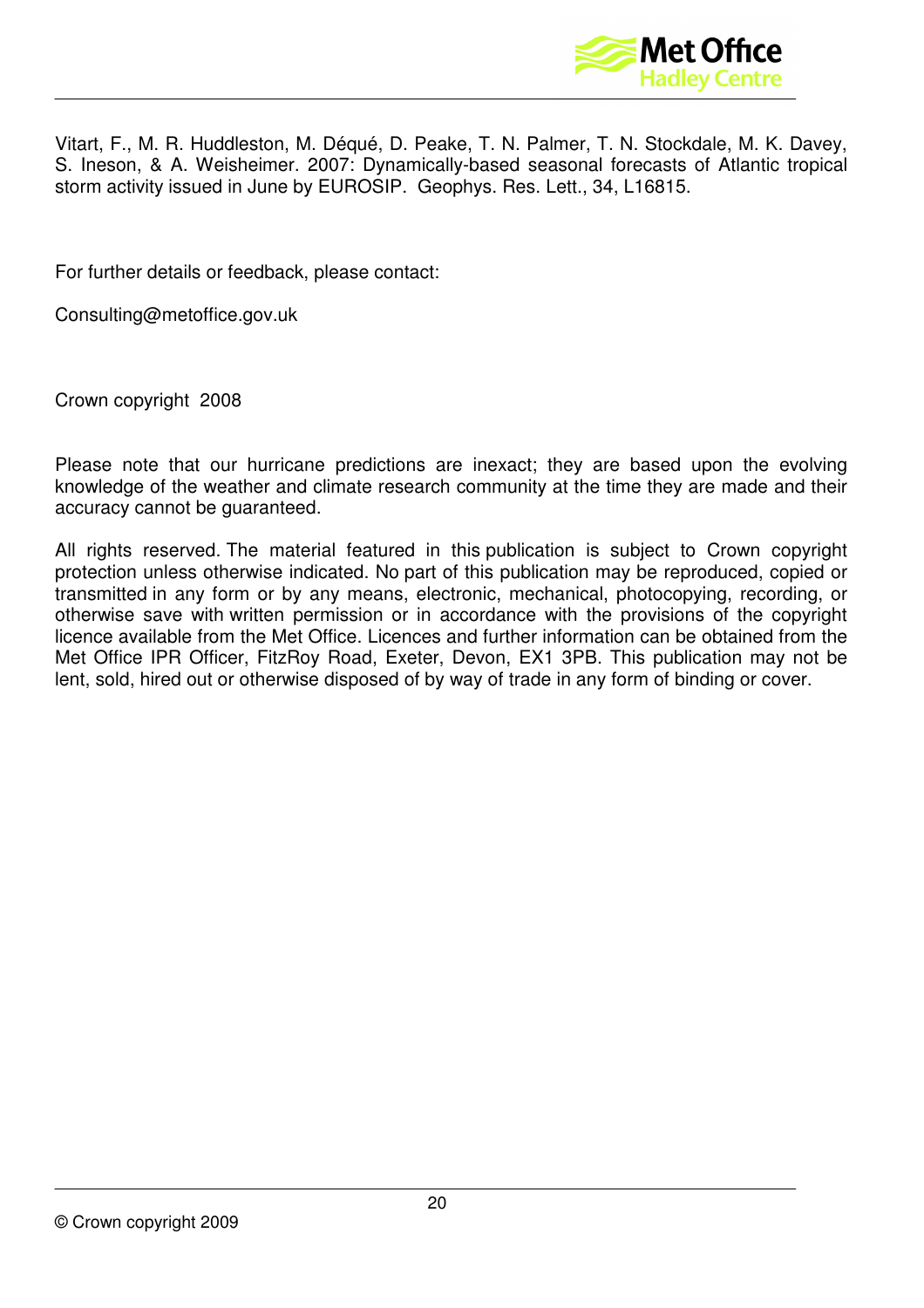Vitart, F., M. R. Huddleston, M. Déqué, D. Peake, T. N. Palmer, T. N. Stockdale, M. K. Davey, S. Ineson, & A. Weisheimer. 2007: Dynamically-based seasonal forecasts of Atlantic tropical storm activity issued in June by EUROSIP. Geophys. Res. Lett., 34, L16815.

For further details or feedback, please contact:

Consulting@metoffice.gov.uk

Crown copyright 2008

Please note that our hurricane predictions are inexact; they are based upon the evolving knowledge of the weather and climate research community at the time they are made and their accuracy cannot be guaranteed.

All rights reserved. The material featured in this publication is subject to Crown copyright protection unless otherwise indicated. No part of this publication may be reproduced, copied or transmitted in any form or by any means, electronic, mechanical, photocopying, recording, or otherwise save with written permission or in accordance with the provisions of the copyright licence available from the Met Office. Licences and further information can be obtained from the Met Office IPR Officer, FitzRoy Road, Exeter, Devon, EX1 3PB. This publication may not be lent, sold, hired out or otherwise disposed of by way of trade in any form of binding or cover.